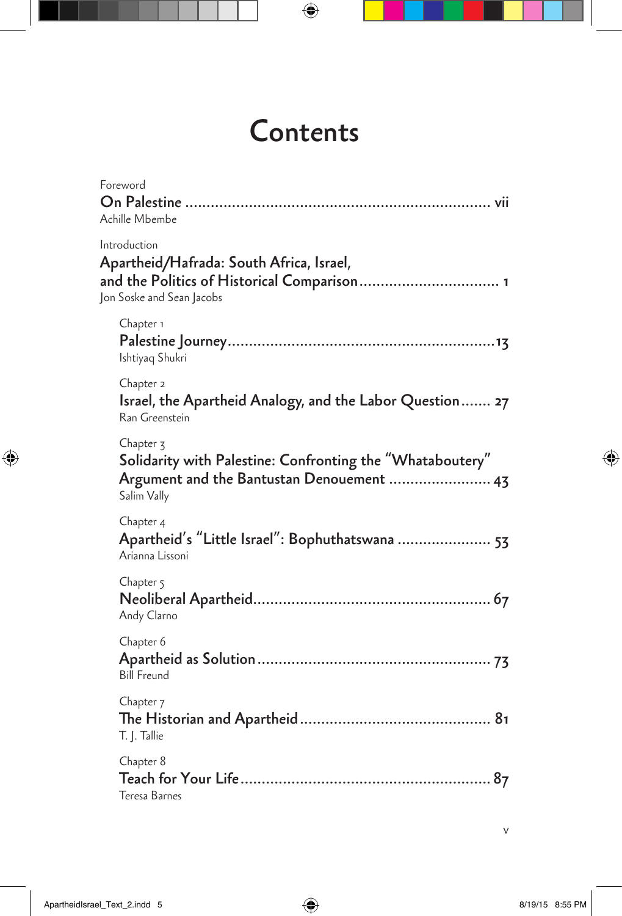# Contents

Foreword
**On Palestine** .......... vii
Achille Mbembe

Introduction
**Apartheid/Hafrada: South Africa, Israel, and the Politics of Historical Comparison** .......... 1
Jon Soske and Sean Jacobs

Chapter 1
**Palestine Journey** .......... 13
Ishtiyaq Shukri

Chapter 2
**Israel, the Apartheid Analogy, and the Labor Question** .......... 27
Ran Greenstein

Chapter 3
**Solidarity with Palestine: Confronting the "Whataboutery" Argument and the Bantustan Denouement** .......... 43
Salim Vally

Chapter 4
**Apartheid's "Little Israel": Bophuthatswana** .......... 53
Arianna Lissoni

Chapter 5
**Neoliberal Apartheid** .......... 67
Andy Clarno

Chapter 6
**Apartheid as Solution** .......... 73
Bill Freund

Chapter 7
**The Historian and Apartheid** .......... 81
T. J. Tallie

Chapter 8
**Teach for Your Life** .......... 87
Teresa Barnes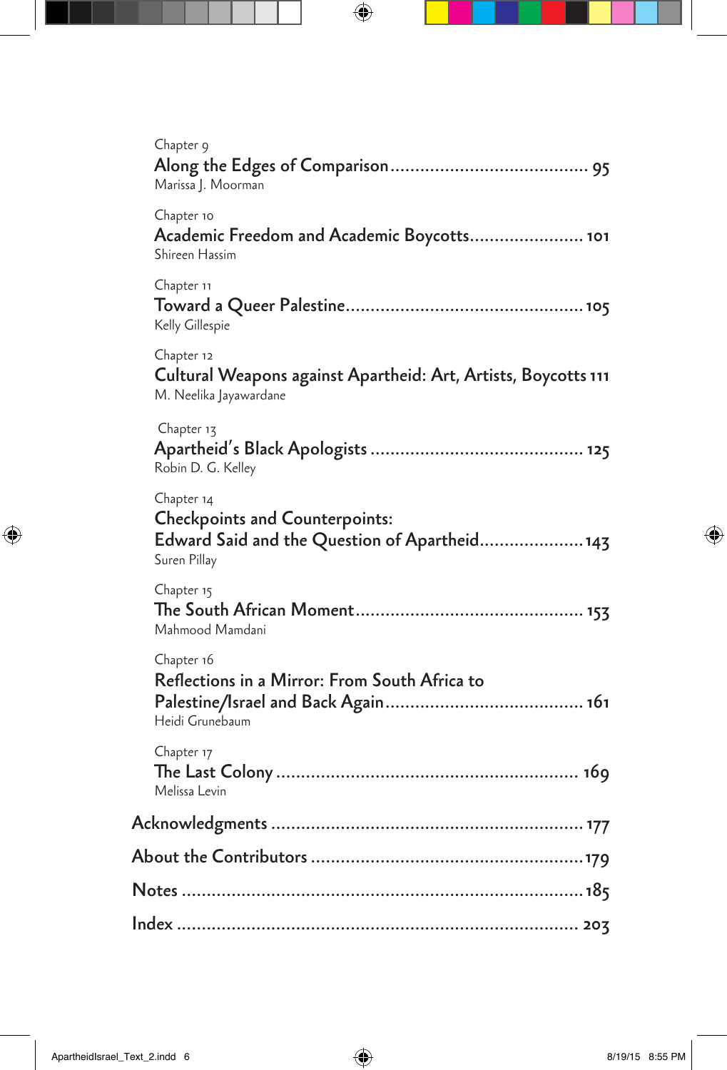Chapter 9
**Along the Edges of Comparison** ........................................ 95
Marissa J. Moorman

Chapter 10
**Academic Freedom and Academic Boycotts** ....................... 101
Shireen Hassim

Chapter 11
**Toward a Queer Palestine** ................................................ 105
Kelly Gillespie

Chapter 12
**Cultural Weapons against Apartheid: Art, Artists, Boycotts** 111
M. Neelika Jayawardane

Chapter 13
**Apartheid's Black Apologists** .......................................... 125
Robin D. G. Kelley

Chapter 14
**Checkpoints and Counterpoints: Edward Said and the Question of Apartheid** .................... 143
Suren Pillay

Chapter 15
**The South African Moment** ............................................. 153
Mahmood Mamdani

Chapter 16
**Reflections in a Mirror: From South Africa to Palestine/Israel and Back Again** ....................................... 161
Heidi Grunebaum

Chapter 17
**The Last Colony** ............................................................ 169
Melissa Levin

**Acknowledgments** .............................................................. 177

**About the Contributors** ...................................................... 179

**Notes** ................................................................................ 185

**Index** ................................................................................ 203